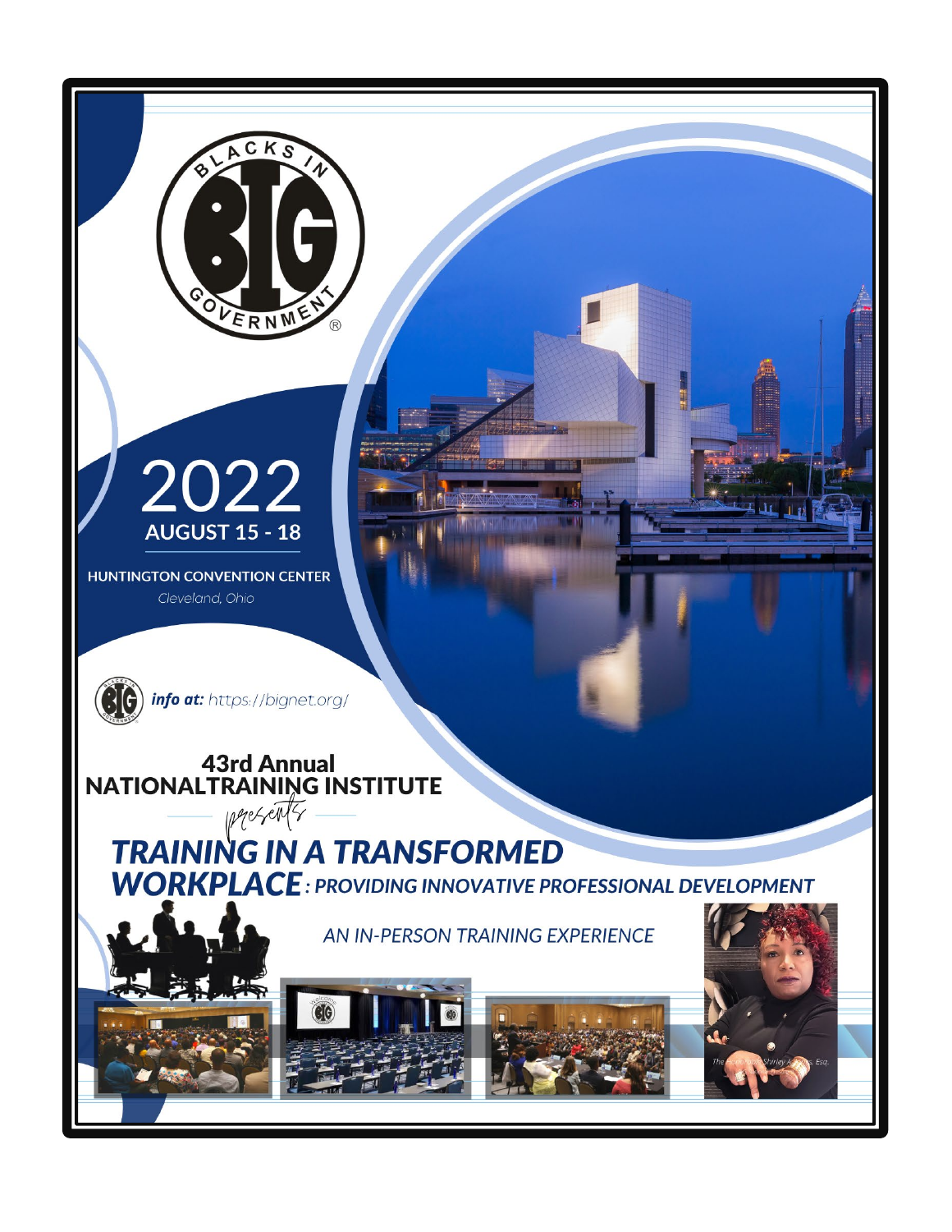BLACKS IN GOVERNMENT®

# 2022

**AUGUST 15 - 18**

**HUNTINGTON CONVENTION CENTER**

*Cleveland, Ohio*

***info at:*** https://bignet.org/

## 43rd Annual NATIONALTRAINING INSTITUTE

*presents*

# *TRAINING IN A TRANSFORMED WORKPLACE: PROVIDING INNOVATIVE PROFESSIONAL DEVELOPMENT*

*AN IN-PERSON TRAINING EXPERIENCE*

*The Honorable Shirley A. ... Esq.*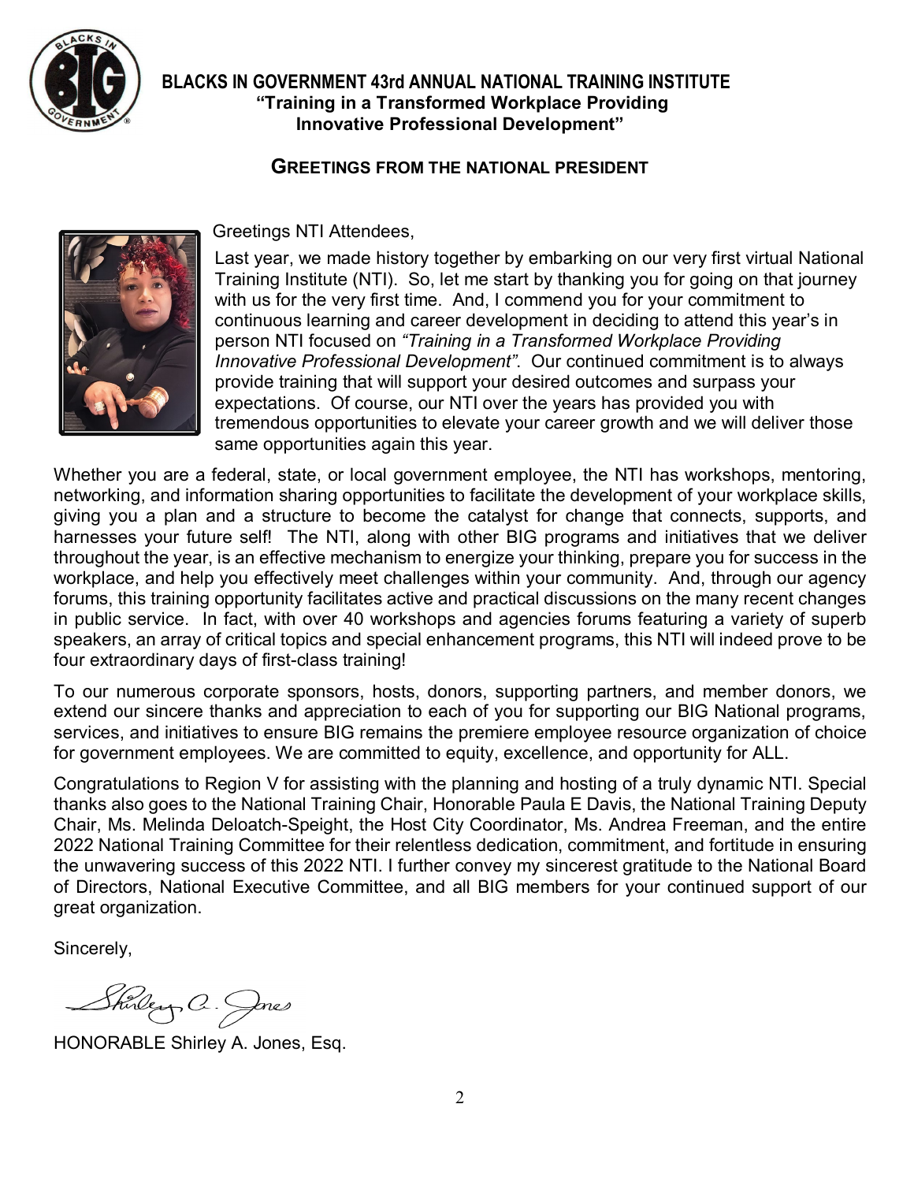# BLACKS IN GOVERNMENT 43rd ANNUAL NATIONAL TRAINING INSTITUTE

**"Training in a Transformed Workplace Providing Innovative Professional Development"**

## GREETINGS FROM THE NATIONAL PRESIDENT

Greetings NTI Attendees,

Last year, we made history together by embarking on our very first virtual National Training Institute (NTI). So, let me start by thanking you for going on that journey with us for the very first time. And, I commend you for your commitment to continuous learning and career development in deciding to attend this year's in person NTI focused on *"Training in a Transformed Workplace Providing Innovative Professional Development"*. Our continued commitment is to always provide training that will support your desired outcomes and surpass your expectations. Of course, our NTI over the years has provided you with tremendous opportunities to elevate your career growth and we will deliver those same opportunities again this year.

Whether you are a federal, state, or local government employee, the NTI has workshops, mentoring, networking, and information sharing opportunities to facilitate the development of your workplace skills, giving you a plan and a structure to become the catalyst for change that connects, supports, and harnesses your future self! The NTI, along with other BIG programs and initiatives that we deliver throughout the year, is an effective mechanism to energize your thinking, prepare you for success in the workplace, and help you effectively meet challenges within your community. And, through our agency forums, this training opportunity facilitates active and practical discussions on the many recent changes in public service. In fact, with over 40 workshops and agencies forums featuring a variety of superb speakers, an array of critical topics and special enhancement programs, this NTI will indeed prove to be four extraordinary days of first-class training!

To our numerous corporate sponsors, hosts, donors, supporting partners, and member donors, we extend our sincere thanks and appreciation to each of you for supporting our BIG National programs, services, and initiatives to ensure BIG remains the premiere employee resource organization of choice for government employees. We are committed to equity, excellence, and opportunity for ALL.

Congratulations to Region V for assisting with the planning and hosting of a truly dynamic NTI. Special thanks also goes to the National Training Chair, Honorable Paula E Davis, the National Training Deputy Chair, Ms. Melinda Deloatch-Speight, the Host City Coordinator, Ms. Andrea Freeman, and the entire 2022 National Training Committee for their relentless dedication, commitment, and fortitude in ensuring the unwavering success of this 2022 NTI. I further convey my sincerest gratitude to the National Board of Directors, National Executive Committee, and all BIG members for your continued support of our great organization.

Sincerely,

Shirley A. Jones

HONORABLE Shirley A. Jones, Esq.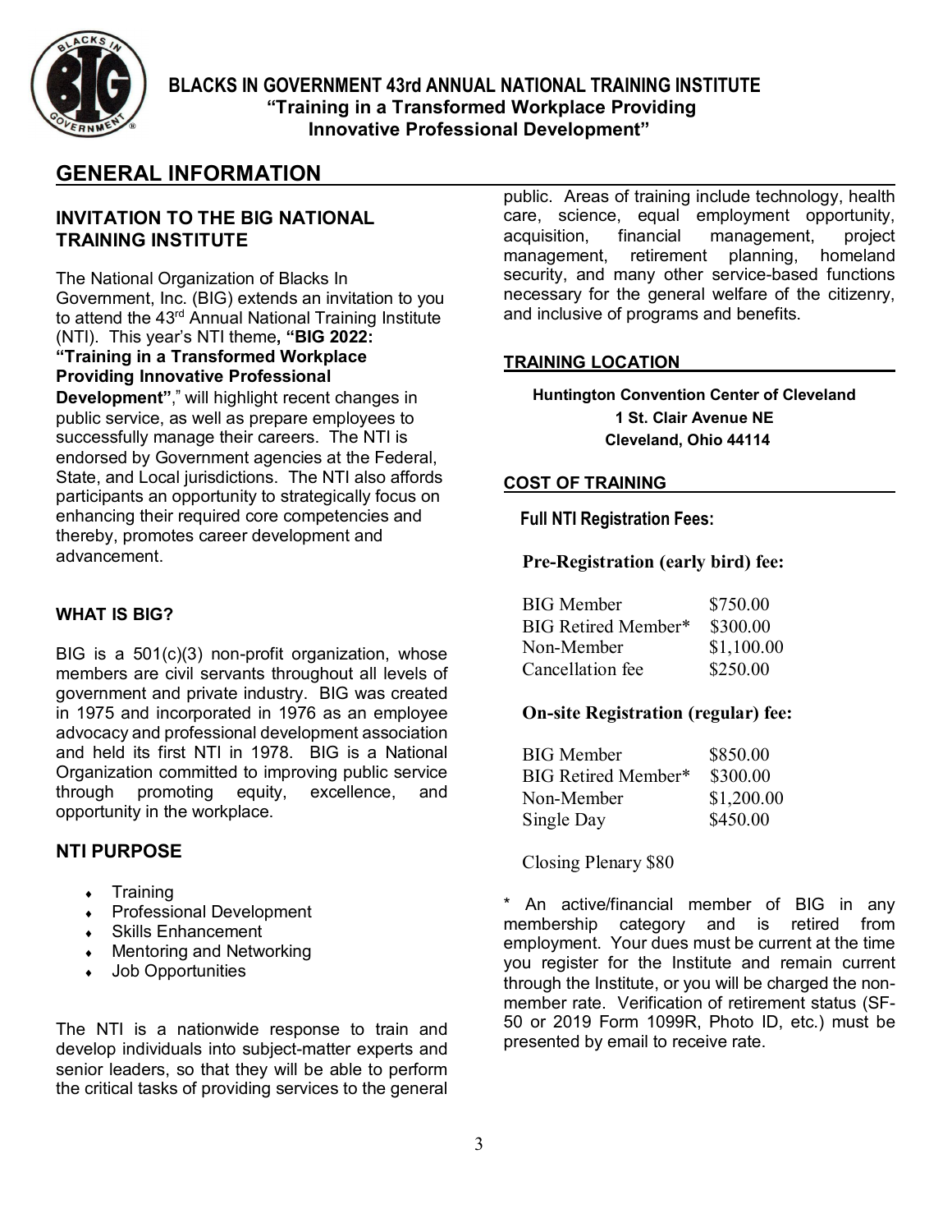# BLACKS IN GOVERNMENT 43rd ANNUAL NATIONAL TRAINING INSTITUTE

**"Training in a Transformed Workplace Providing Innovative Professional Development"**

## GENERAL INFORMATION

### INVITATION TO THE BIG NATIONAL TRAINING INSTITUTE

The National Organization of Blacks In Government, Inc. (BIG) extends an invitation to you to attend the 43rd Annual National Training Institute (NTI). This year's NTI theme**, "BIG 2022: "Training in a Transformed Workplace Providing Innovative Professional Development"**," will highlight recent changes in public service, as well as prepare employees to successfully manage their careers. The NTI is endorsed by Government agencies at the Federal, State, and Local jurisdictions. The NTI also affords participants an opportunity to strategically focus on enhancing their required core competencies and thereby, promotes career development and advancement.

### WHAT IS BIG?

BIG is a 501(c)(3) non-profit organization, whose members are civil servants throughout all levels of government and private industry. BIG was created in 1975 and incorporated in 1976 as an employee advocacy and professional development association and held its first NTI in 1978. BIG is a National Organization committed to improving public service through promoting equity, excellence, and opportunity in the workplace.

### NTI PURPOSE

- Training
- Professional Development
- Skills Enhancement
- Mentoring and Networking
- Job Opportunities

The NTI is a nationwide response to train and develop individuals into subject-matter experts and senior leaders, so that they will be able to perform the critical tasks of providing services to the general public. Areas of training include technology, health care, science, equal employment opportunity, acquisition, financial management, project management, retirement planning, homeland security, and many other service-based functions necessary for the general welfare of the citizenry, and inclusive of programs and benefits.

### TRAINING LOCATION

**Huntington Convention Center of Cleveland**
**1 St. Clair Avenue NE**
**Cleveland, Ohio 44114**

### COST OF TRAINING

**Full NTI Registration Fees:**

**Pre-Registration (early bird) fee:**

| | |
|---|---|
| BIG Member | $750.00 |
| BIG Retired Member* | $300.00 |
| Non-Member | $1,100.00 |
| Cancellation fee | $250.00 |

**On-site Registration (regular) fee:**

| | |
|---|---|
| BIG Member | $850.00 |
| BIG Retired Member* | $300.00 |
| Non-Member | $1,200.00 |
| Single Day | $450.00 |

Closing Plenary $80

* An active/financial member of BIG in any membership category and is retired from employment. Your dues must be current at the time you register for the Institute and remain current through the Institute, or you will be charged the non-member rate. Verification of retirement status (SF-50 or 2019 Form 1099R, Photo ID, etc.) must be presented by email to receive rate.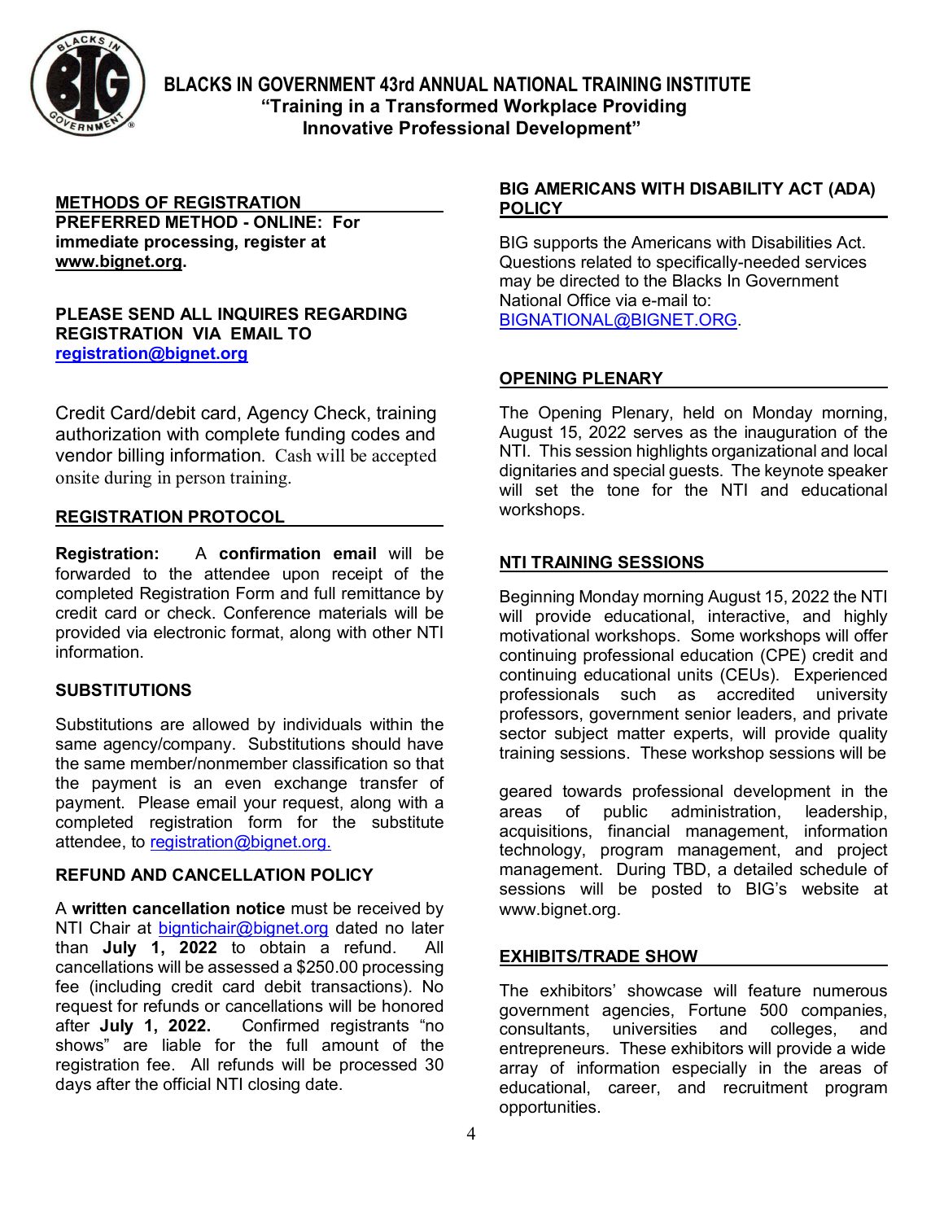# BLACKS IN GOVERNMENT 43rd ANNUAL NATIONAL TRAINING INSTITUTE

**"Training in a Transformed Workplace Providing Innovative Professional Development"**

## METHODS OF REGISTRATION

**PREFERRED METHOD - ONLINE: For immediate processing, register at www.bignet.org.**

**PLEASE SEND ALL INQUIRES REGARDING REGISTRATION VIA EMAIL TO registration@bignet.org**

Credit Card/debit card, Agency Check, training authorization with complete funding codes and vendor billing information. Cash will be accepted onsite during in person training.

## REGISTRATION PROTOCOL

**Registration:** A **confirmation email** will be forwarded to the attendee upon receipt of the completed Registration Form and full remittance by credit card or check. Conference materials will be provided via electronic format, along with other NTI information.

## SUBSTITUTIONS

Substitutions are allowed by individuals within the same agency/company. Substitutions should have the same member/nonmember classification so that the payment is an even exchange transfer of payment. Please email your request, along with a completed registration form for the substitute attendee, to registration@bignet.org.

## REFUND AND CANCELLATION POLICY

A **written cancellation notice** must be received by NTI Chair at bigntichair@bignet.org dated no later than **July 1, 2022** to obtain a refund. All cancellations will be assessed a $250.00 processing fee (including credit card debit transactions). No request for refunds or cancellations will be honored after **July 1, 2022.** Confirmed registrants "no shows" are liable for the full amount of the registration fee. All refunds will be processed 30 days after the official NTI closing date.

## BIG AMERICANS WITH DISABILITY ACT (ADA) POLICY

BIG supports the Americans with Disabilities Act. Questions related to specifically-needed services may be directed to the Blacks In Government National Office via e-mail to: BIGNATIONAL@BIGNET.ORG.

## OPENING PLENARY

The Opening Plenary, held on Monday morning, August 15, 2022 serves as the inauguration of the NTI. This session highlights organizational and local dignitaries and special guests. The keynote speaker will set the tone for the NTI and educational workshops.

## NTI TRAINING SESSIONS

Beginning Monday morning August 15, 2022 the NTI will provide educational, interactive, and highly motivational workshops. Some workshops will offer continuing professional education (CPE) credit and continuing educational units (CEUs). Experienced professionals such as accredited university professors, government senior leaders, and private sector subject matter experts, will provide quality training sessions. These workshop sessions will be geared towards professional development in the areas of public administration, leadership, acquisitions, financial management, information technology, program management, and project management. During TBD, a detailed schedule of sessions will be posted to BIG's website at www.bignet.org.

## EXHIBITS/TRADE SHOW

The exhibitors' showcase will feature numerous government agencies, Fortune 500 companies, consultants, universities and colleges, and entrepreneurs. These exhibitors will provide a wide array of information especially in the areas of educational, career, and recruitment program opportunities.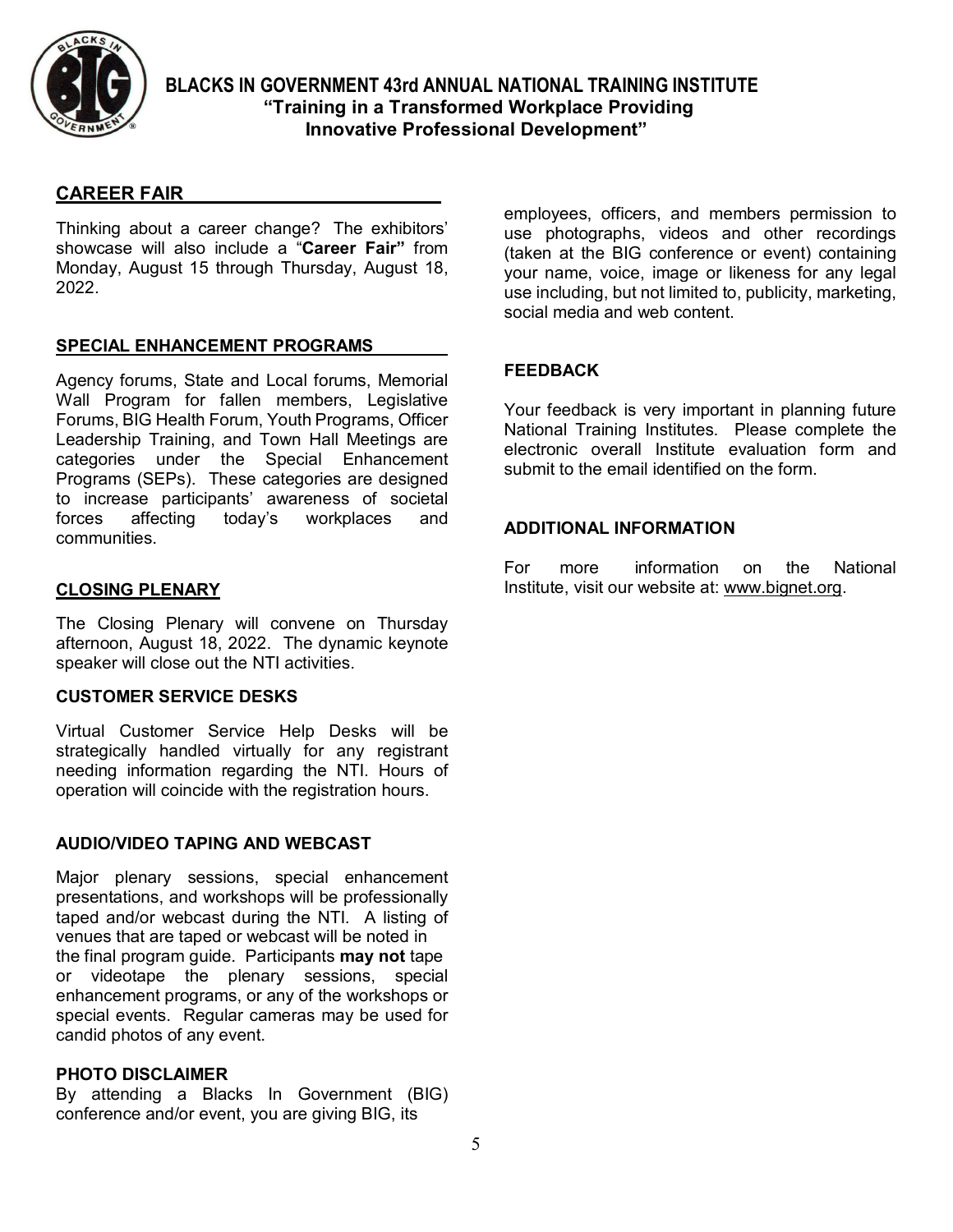# BLACKS IN GOVERNMENT 43rd ANNUAL NATIONAL TRAINING INSTITUTE

## "Training in a Transformed Workplace Providing Innovative Professional Development"

### CAREER FAIR

Thinking about a career change? The exhibitors' showcase will also include a "**Career Fair"** from Monday, August 15 through Thursday, August 18, 2022.

### SPECIAL ENHANCEMENT PROGRAMS

Agency forums, State and Local forums, Memorial Wall Program for fallen members, Legislative Forums, BIG Health Forum, Youth Programs, Officer Leadership Training, and Town Hall Meetings are categories under the Special Enhancement Programs (SEPs). These categories are designed to increase participants' awareness of societal forces affecting today's workplaces and communities.

### CLOSING PLENARY

The Closing Plenary will convene on Thursday afternoon, August 18, 2022. The dynamic keynote speaker will close out the NTI activities.

### CUSTOMER SERVICE DESKS

Virtual Customer Service Help Desks will be strategically handled virtually for any registrant needing information regarding the NTI. Hours of operation will coincide with the registration hours.

### AUDIO/VIDEO TAPING AND WEBCAST

Major plenary sessions, special enhancement presentations, and workshops will be professionally taped and/or webcast during the NTI. A listing of venues that are taped or webcast will be noted in the final program guide. Participants **may not** tape or videotape the plenary sessions, special enhancement programs, or any of the workshops or special events. Regular cameras may be used for candid photos of any event.

### PHOTO DISCLAIMER

By attending a Blacks In Government (BIG) conference and/or event, you are giving BIG, its employees, officers, and members permission to use photographs, videos and other recordings (taken at the BIG conference or event) containing your name, voice, image or likeness for any legal use including, but not limited to, publicity, marketing, social media and web content.

### FEEDBACK

Your feedback is very important in planning future National Training Institutes. Please complete the electronic overall Institute evaluation form and submit to the email identified on the form.

### ADDITIONAL INFORMATION

For more information on the National Institute, visit our website at: www.bignet.org.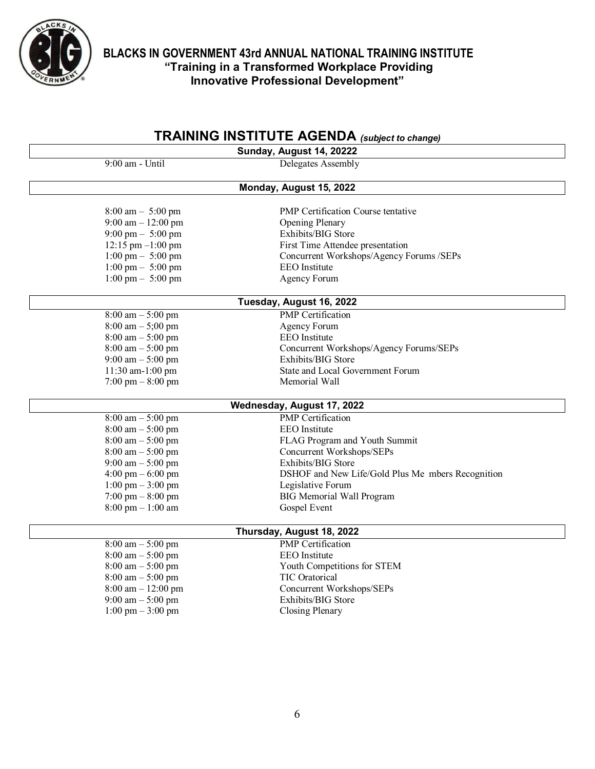# BLACKS IN GOVERNMENT 43rd ANNUAL NATIONAL TRAINING INSTITUTE

**"Training in a Transformed Workplace Providing Innovative Professional Development"**

## TRAINING INSTITUTE AGENDA *(subject to change)*

### Sunday, August 14, 20222

| | |
|---|---|
| 9:00 am - Until | Delegates Assembly |

### Monday, August 15, 2022

| | |
|---|---|
| 8:00 am – 5:00 pm | PMP Certification Course tentative |
| 9:00 am – 12:00 pm | Opening Plenary |
| 9:00 pm – 5:00 pm | Exhibits/BIG Store |
| 12:15 pm –1:00 pm | First Time Attendee presentation |
| 1:00 pm – 5:00 pm | Concurrent Workshops/Agency Forums /SEPs |
| 1:00 pm – 5:00 pm | EEO Institute |
| 1:00 pm – 5:00 pm | Agency Forum |

### Tuesday, August 16, 2022

| | |
|---|---|
| 8:00 am – 5:00 pm | PMP Certification |
| 8:00 am – 5;00 pm | Agency Forum |
| 8:00 am – 5:00 pm | EEO Institute |
| 8:00 am – 5:00 pm | Concurrent Workshops/Agency Forums/SEPs |
| 9:00 am – 5:00 pm | Exhibits/BIG Store |
| 11:30 am-1:00 pm | State and Local Government Forum |
| 7:00 pm – 8:00 pm | Memorial Wall |

### Wednesday, August 17, 2022

| | |
|---|---|
| 8:00 am – 5:00 pm | PMP Certification |
| 8:00 am – 5:00 pm | EEO Institute |
| 8:00 am – 5:00 pm | FLAG Program and Youth Summit |
| 8:00 am – 5:00 pm | Concurrent Workshops/SEPs |
| 9:00 am – 5:00 pm | Exhibits/BIG Store |
| 4:00 pm – 6:00 pm | DSHOF and New Life/Gold Plus Me mbers Recognition |
| 1:00 pm – 3:00 pm | Legislative Forum |
| 7:00 pm – 8:00 pm | BIG Memorial Wall Program |
| 8:00 pm – 1:00 am | Gospel Event |

### Thursday, August 18, 2022

| | |
|---|---|
| 8:00 am – 5:00 pm | PMP Certification |
| 8:00 am – 5:00 pm | EEO Institute |
| 8:00 am – 5:00 pm | Youth Competitions for STEM |
| 8:00 am – 5:00 pm | TIC Oratorical |
| 8:00 am – 12:00 pm | Concurrent Workshops/SEPs |
| 9:00 am – 5:00 pm | Exhibits/BIG Store |
| 1:00 pm – 3:00 pm | Closing Plenary |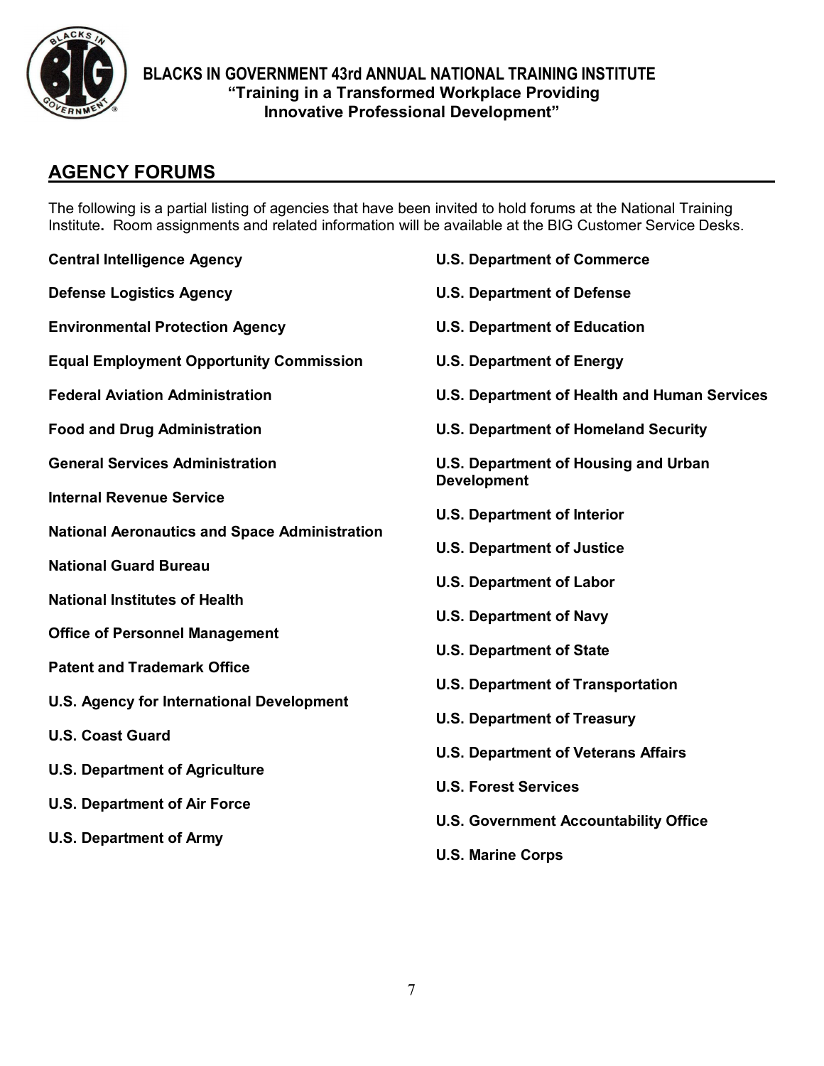**BLACKS IN GOVERNMENT 43rd ANNUAL NATIONAL TRAINING INSTITUTE**
**"Training in a Transformed Workplace Providing Innovative Professional Development"**

## AGENCY FORUMS

The following is a partial listing of agencies that have been invited to hold forums at the National Training Institute**.** Room assignments and related information will be available at the BIG Customer Service Desks.

**Central Intelligence Agency**

**Defense Logistics Agency**

**Environmental Protection Agency**

**Equal Employment Opportunity Commission**

**Federal Aviation Administration**

**Food and Drug Administration**

**General Services Administration**

**Internal Revenue Service**

**National Aeronautics and Space Administration**

**National Guard Bureau**

**National Institutes of Health**

**Office of Personnel Management**

**Patent and Trademark Office**

**U.S. Agency for International Development**

**U.S. Coast Guard**

**U.S. Department of Agriculture**

**U.S. Department of Air Force**

**U.S. Department of Army**

**U.S. Department of Commerce**

**U.S. Department of Defense**

**U.S. Department of Education**

**U.S. Department of Energy**

**U.S. Department of Health and Human Services**

**U.S. Department of Homeland Security**

**U.S. Department of Housing and Urban Development**

**U.S. Department of Interior**

**U.S. Department of Justice**

**U.S. Department of Labor**

**U.S. Department of Navy**

**U.S. Department of State**

**U.S. Department of Transportation**

**U.S. Department of Treasury**

**U.S. Department of Veterans Affairs**

**U.S. Forest Services**

**U.S. Government Accountability Office**

**U.S. Marine Corps**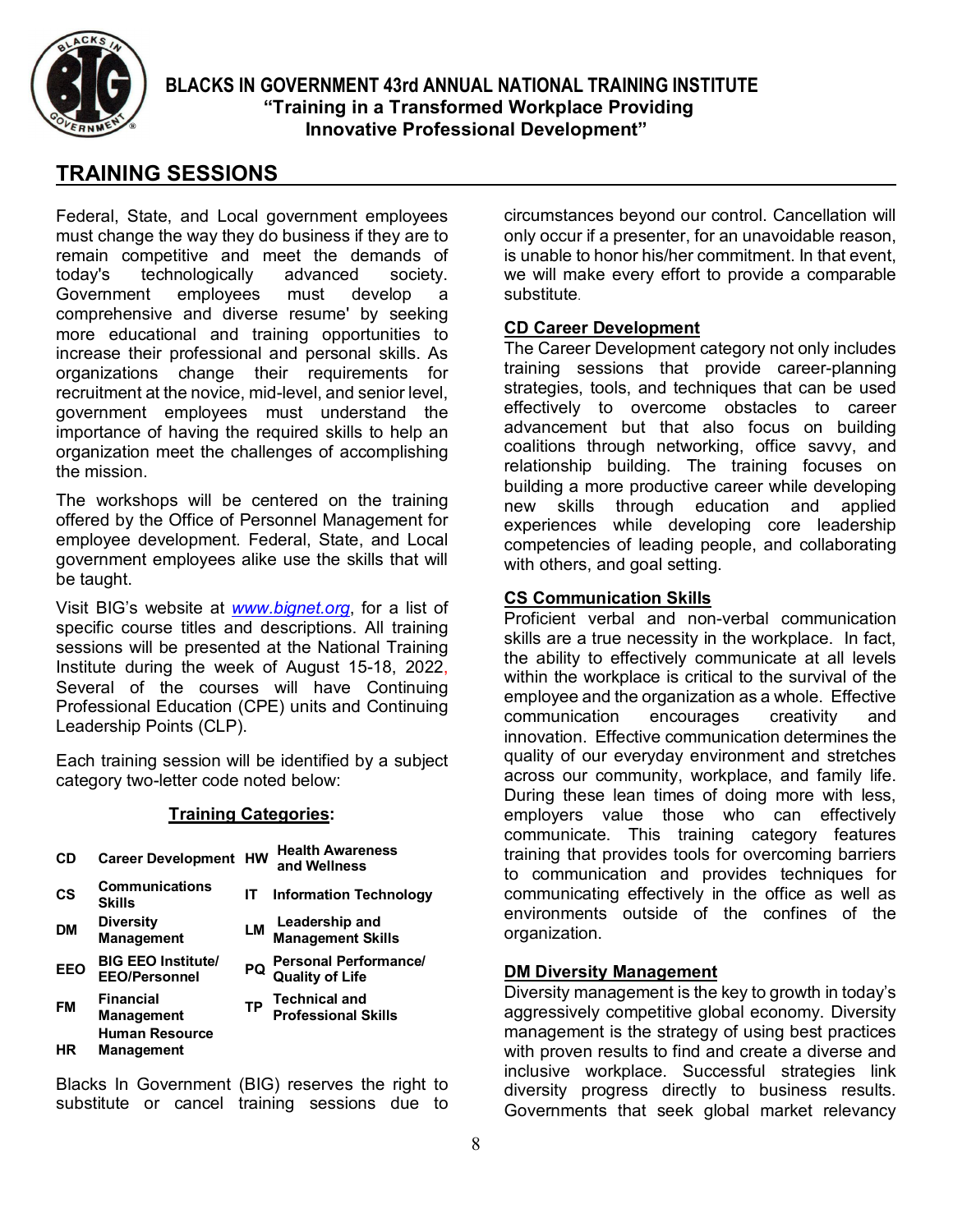**BLACKS IN GOVERNMENT 43rd ANNUAL NATIONAL TRAINING INSTITUTE**
**"Training in a Transformed Workplace Providing Innovative Professional Development"**

## TRAINING SESSIONS

Federal, State, and Local government employees must change the way they do business if they are to remain competitive and meet the demands of today's technologically advanced society. Government employees must develop a comprehensive and diverse resume' by seeking more educational and training opportunities to increase their professional and personal skills. As organizations change their requirements for recruitment at the novice, mid-level, and senior level, government employees must understand the importance of having the required skills to help an organization meet the challenges of accomplishing the mission.

The workshops will be centered on the training offered by the Office of Personnel Management for employee development. Federal, State, and Local government employees alike use the skills that will be taught.

Visit BIG's website at *www.bignet.org*, for a list of specific course titles and descriptions. All training sessions will be presented at the National Training Institute during the week of August 15-18, 2022, Several of the courses will have Continuing Professional Education (CPE) units and Continuing Leadership Points (CLP).

Each training session will be identified by a subject category two-letter code noted below:

**Training Categories:**

| | | | |
|---|---|---|---|
| **CD** | **Career Development** | **HW** | **Health Awareness and Wellness** |
| **CS** | **Communications Skills** | **IT** | **Information Technology** |
| **DM** | **Diversity Management** | **LM** | **Leadership and Management Skills** |
| **EEO** | **BIG EEO Institute/ EEO/Personnel** | **PQ** | **Personal Performance/ Quality of Life** |
| **FM** | **Financial Management** | **TP** | **Technical and Professional Skills** |
| **HR** | **Human Resource Management** | | |

Blacks In Government (BIG) reserves the right to substitute or cancel training sessions due to circumstances beyond our control. Cancellation will only occur if a presenter, for an unavoidable reason, is unable to honor his/her commitment. In that event, we will make every effort to provide a comparable substitute.

### CD Career Development

The Career Development category not only includes training sessions that provide career-planning strategies, tools, and techniques that can be used effectively to overcome obstacles to career advancement but that also focus on building coalitions through networking, office savvy, and relationship building. The training focuses on building a more productive career while developing new skills through education and applied experiences while developing core leadership competencies of leading people, and collaborating with others, and goal setting.

### CS Communication Skills

Proficient verbal and non-verbal communication skills are a true necessity in the workplace. In fact, the ability to effectively communicate at all levels within the workplace is critical to the survival of the employee and the organization as a whole. Effective communication encourages creativity and innovation. Effective communication determines the quality of our everyday environment and stretches across our community, workplace, and family life. During these lean times of doing more with less, employers value those who can effectively communicate. This training category features training that provides tools for overcoming barriers to communication and provides techniques for communicating effectively in the office as well as environments outside of the confines of the organization.

### DM Diversity Management

Diversity management is the key to growth in today's aggressively competitive global economy. Diversity management is the strategy of using best practices with proven results to find and create a diverse and inclusive workplace. Successful strategies link diversity progress directly to business results. Governments that seek global market relevancy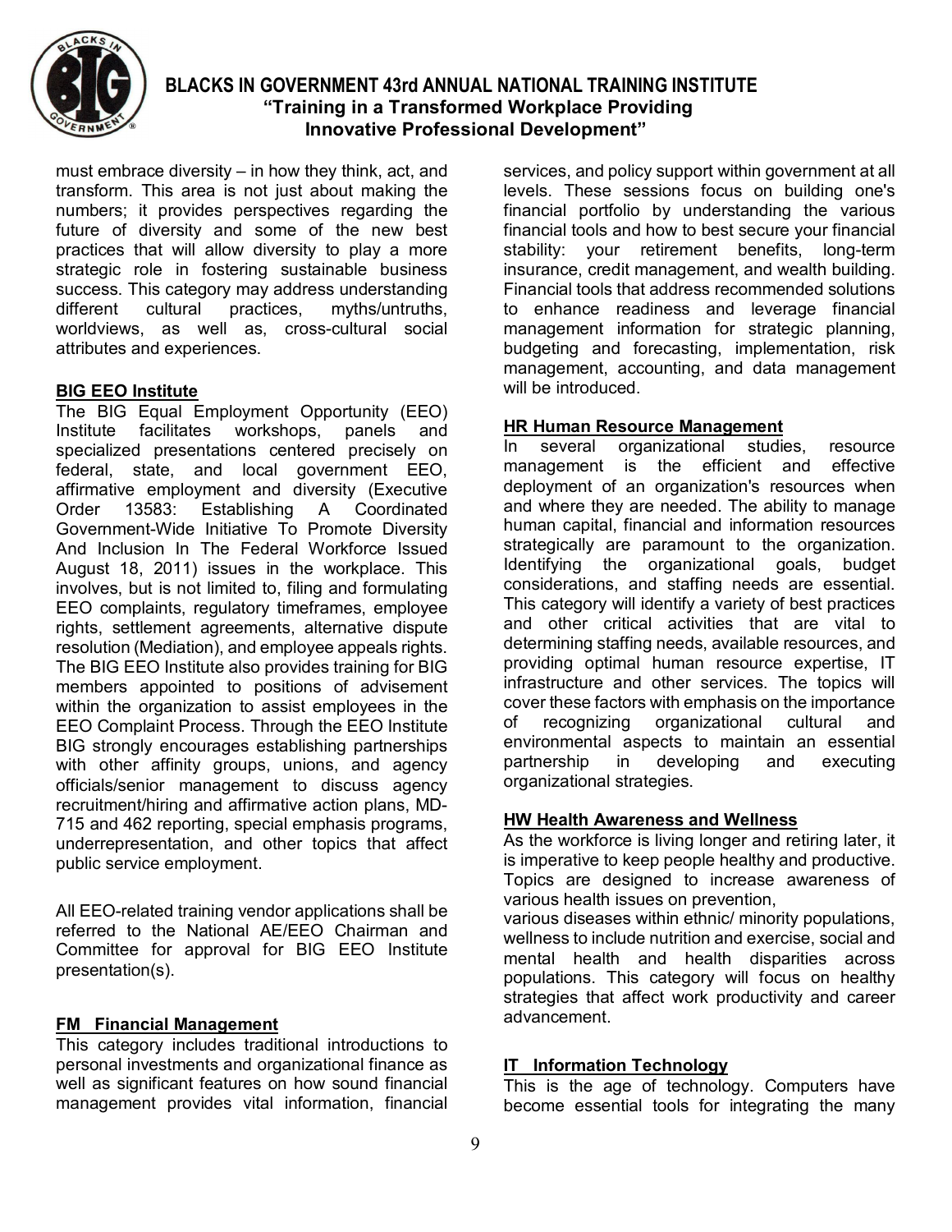must embrace diversity – in how they think, act, and transform. This area is not just about making the numbers; it provides perspectives regarding the future of diversity and some of the new best practices that will allow diversity to play a more strategic role in fostering sustainable business success. This category may address understanding different cultural practices, myths/untruths, worldviews, as well as, cross-cultural social attributes and experiences.

### BIG EEO Institute

The BIG Equal Employment Opportunity (EEO) Institute facilitates workshops, panels and specialized presentations centered precisely on federal, state, and local government EEO, affirmative employment and diversity (Executive Order 13583: Establishing A Coordinated Government-Wide Initiative To Promote Diversity And Inclusion In The Federal Workforce Issued August 18, 2011) issues in the workplace. This involves, but is not limited to, filing and formulating EEO complaints, regulatory timeframes, employee rights, settlement agreements, alternative dispute resolution (Mediation), and employee appeals rights. The BIG EEO Institute also provides training for BIG members appointed to positions of advisement within the organization to assist employees in the EEO Complaint Process. Through the EEO Institute BIG strongly encourages establishing partnerships with other affinity groups, unions, and agency officials/senior management to discuss agency recruitment/hiring and affirmative action plans, MD-715 and 462 reporting, special emphasis programs, underrepresentation, and other topics that affect public service employment.

All EEO-related training vendor applications shall be referred to the National AE/EEO Chairman and Committee for approval for BIG EEO Institute presentation(s).

### FM Financial Management

This category includes traditional introductions to personal investments and organizational finance as well as significant features on how sound financial management provides vital information, financial services, and policy support within government at all levels. These sessions focus on building one's financial portfolio by understanding the various financial tools and how to best secure your financial stability: your retirement benefits, long-term insurance, credit management, and wealth building. Financial tools that address recommended solutions to enhance readiness and leverage financial management information for strategic planning, budgeting and forecasting, implementation, risk management, accounting, and data management will be introduced.

### HR Human Resource Management

In several organizational studies, resource management is the efficient and effective deployment of an organization's resources when and where they are needed. The ability to manage human capital, financial and information resources strategically are paramount to the organization. Identifying the organizational goals, budget considerations, and staffing needs are essential. This category will identify a variety of best practices and other critical activities that are vital to determining staffing needs, available resources, and providing optimal human resource expertise, IT infrastructure and other services. The topics will cover these factors with emphasis on the importance of recognizing organizational cultural and environmental aspects to maintain an essential partnership in developing and executing organizational strategies.

### HW Health Awareness and Wellness

As the workforce is living longer and retiring later, it is imperative to keep people healthy and productive. Topics are designed to increase awareness of various health issues on prevention,
various diseases within ethnic/ minority populations, wellness to include nutrition and exercise, social and mental health and health disparities across populations. This category will focus on healthy strategies that affect work productivity and career advancement.

### IT Information Technology

This is the age of technology. Computers have become essential tools for integrating the many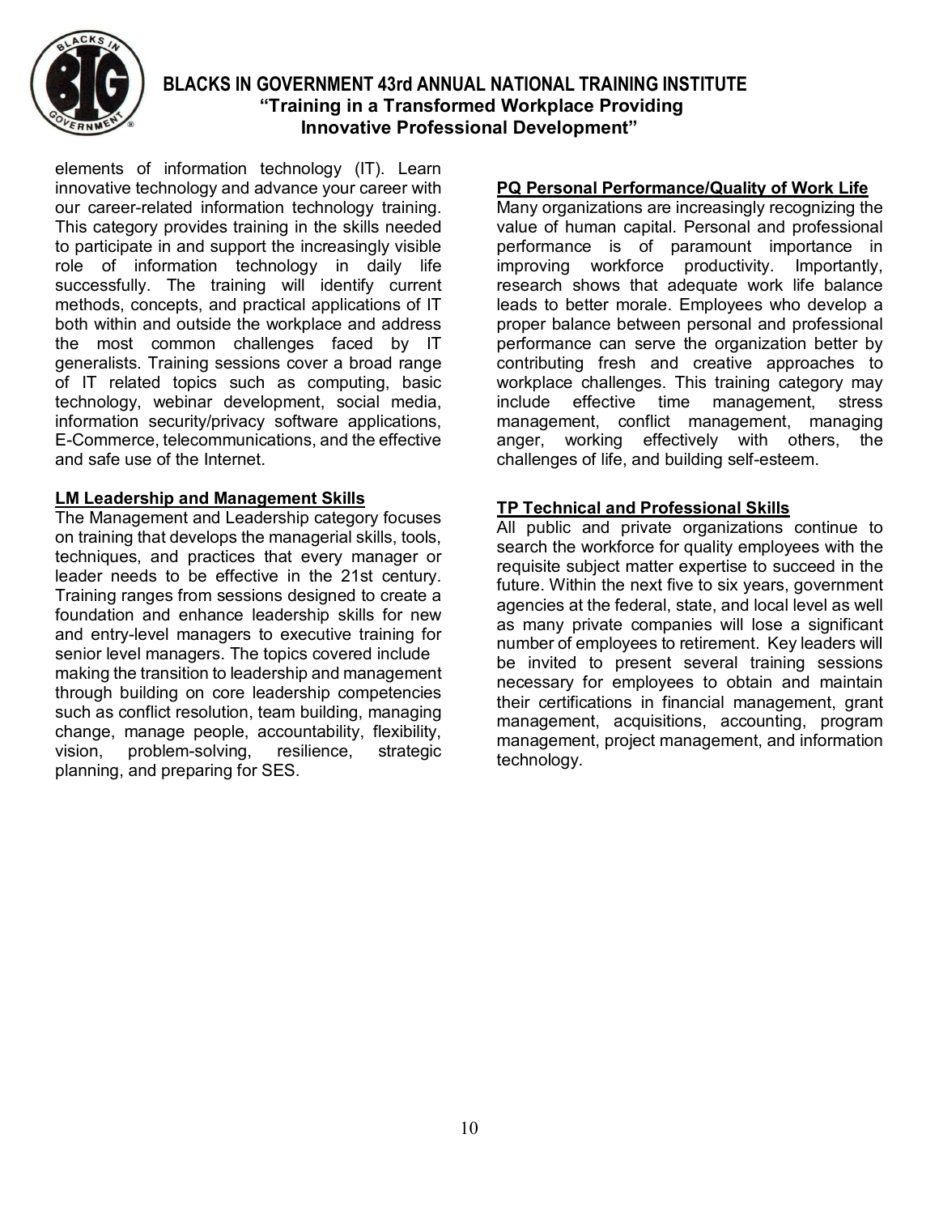elements of information technology (IT). Learn innovative technology and advance your career with our career-related information technology training. This category provides training in the skills needed to participate in and support the increasingly visible role of information technology in daily life successfully. The training will identify current methods, concepts, and practical applications of IT both within and outside the workplace and address the most common challenges faced by IT generalists. Training sessions cover a broad range of IT related topics such as computing, basic technology, webinar development, social media, information security/privacy software applications, E-Commerce, telecommunications, and the effective and safe use of the Internet.

### LM Leadership and Management Skills

The Management and Leadership category focuses on training that develops the managerial skills, tools, techniques, and practices that every manager or leader needs to be effective in the 21st century. Training ranges from sessions designed to create a foundation and enhance leadership skills for new and entry-level managers to executive training for senior level managers. The topics covered include making the transition to leadership and management through building on core leadership competencies such as conflict resolution, team building, managing change, manage people, accountability, flexibility, vision, problem-solving, resilience, strategic planning, and preparing for SES.

### PQ Personal Performance/Quality of Work Life

Many organizations are increasingly recognizing the value of human capital. Personal and professional performance is of paramount importance in improving workforce productivity. Importantly, research shows that adequate work life balance leads to better morale. Employees who develop a proper balance between personal and professional performance can serve the organization better by contributing fresh and creative approaches to workplace challenges. This training category may include effective time management, stress management, conflict management, managing anger, working effectively with others, the challenges of life, and building self-esteem.

### TP Technical and Professional Skills

All public and private organizations continue to search the workforce for quality employees with the requisite subject matter expertise to succeed in the future. Within the next five to six years, government agencies at the federal, state, and local level as well as many private companies will lose a significant number of employees to retirement. Key leaders will be invited to present several training sessions necessary for employees to obtain and maintain their certifications in financial management, grant management, acquisitions, accounting, program management, project management, and information technology.